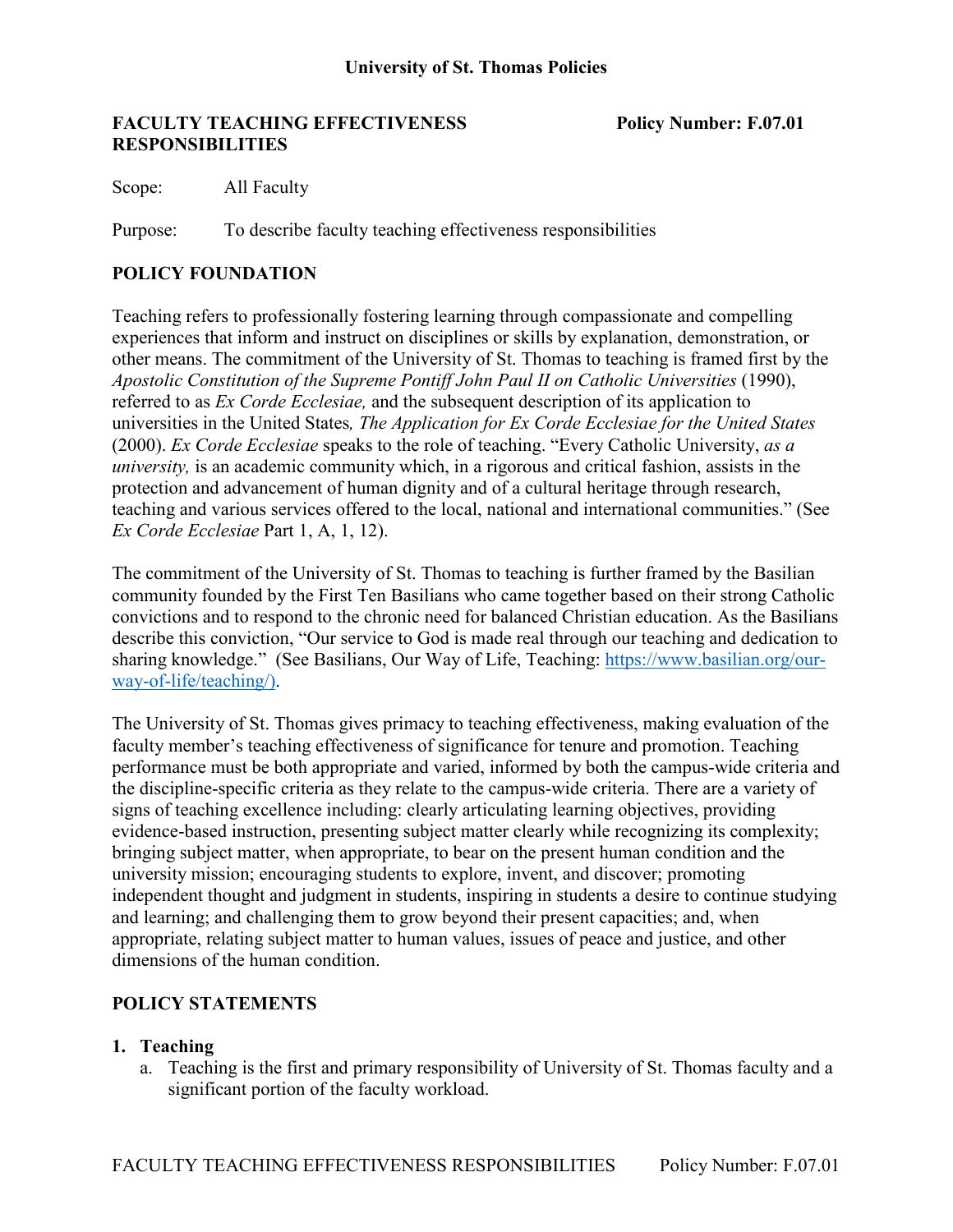**University of St. Thomas Policies**

**FACULTY TEACHING EFFECTIVENESS RESPONSIBILITIES** **Policy Number: F.07.01**

Scope: All Faculty

Purpose: To describe faculty teaching effectiveness responsibilities

## POLICY FOUNDATION

Teaching refers to professionally fostering learning through compassionate and compelling experiences that inform and instruct on disciplines or skills by explanation, demonstration, or other means. The commitment of the University of St. Thomas to teaching is framed first by the *Apostolic Constitution of the Supreme Pontiff John Paul II on Catholic Universities* (1990), referred to as *Ex Corde Ecclesiae,* and the subsequent description of its application to universities in the United States*, The Application for Ex Corde Ecclesiae for the United States* (2000). *Ex Corde Ecclesiae* speaks to the role of teaching. "Every Catholic University, *as a university,* is an academic community which, in a rigorous and critical fashion, assists in the protection and advancement of human dignity and of a cultural heritage through research, teaching and various services offered to the local, national and international communities." (See *Ex Corde Ecclesiae* Part 1, A, 1, 12).

The commitment of the University of St. Thomas to teaching is further framed by the Basilian community founded by the First Ten Basilians who came together based on their strong Catholic convictions and to respond to the chronic need for balanced Christian education. As the Basilians describe this conviction, "Our service to God is made real through our teaching and dedication to sharing knowledge." (See Basilians, Our Way of Life, Teaching: https://www.basilian.org/our-way-of-life/teaching/).

The University of St. Thomas gives primacy to teaching effectiveness, making evaluation of the faculty member's teaching effectiveness of significance for tenure and promotion. Teaching performance must be both appropriate and varied, informed by both the campus-wide criteria and the discipline-specific criteria as they relate to the campus-wide criteria. There are a variety of signs of teaching excellence including: clearly articulating learning objectives, providing evidence-based instruction, presenting subject matter clearly while recognizing its complexity; bringing subject matter, when appropriate, to bear on the present human condition and the university mission; encouraging students to explore, invent, and discover; promoting independent thought and judgment in students, inspiring in students a desire to continue studying and learning; and challenging them to grow beyond their present capacities; and, when appropriate, relating subject matter to human values, issues of peace and justice, and other dimensions of the human condition.

## POLICY STATEMENTS

1. **Teaching**
   a. Teaching is the first and primary responsibility of University of St. Thomas faculty and a significant portion of the faculty workload.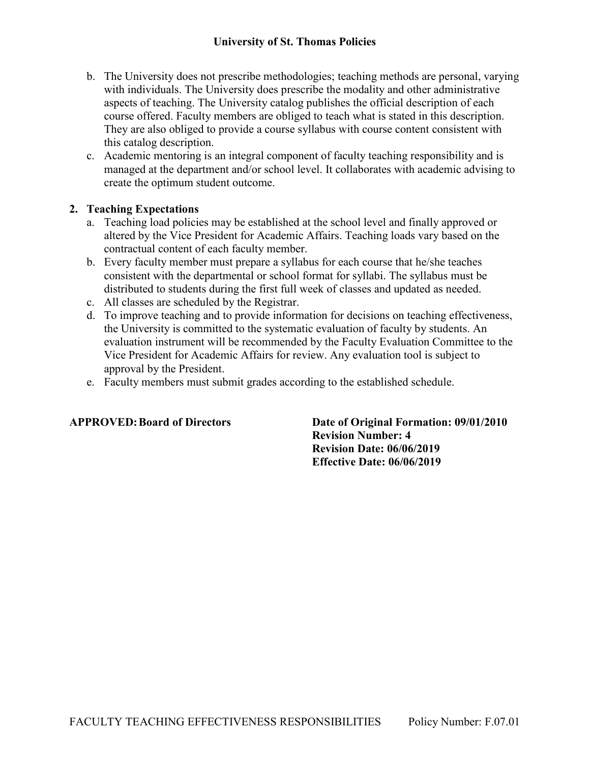b. The University does not prescribe methodologies; teaching methods are personal, varying with individuals. The University does prescribe the modality and other administrative aspects of teaching. The University catalog publishes the official description of each course offered. Faculty members are obliged to teach what is stated in this description. They are also obliged to provide a course syllabus with course content consistent with this catalog description.

c. Academic mentoring is an integral component of faculty teaching responsibility and is managed at the department and/or school level. It collaborates with academic advising to create the optimum student outcome.

**2. Teaching Expectations**

a. Teaching load policies may be established at the school level and finally approved or altered by the Vice President for Academic Affairs. Teaching loads vary based on the contractual content of each faculty member.

b. Every faculty member must prepare a syllabus for each course that he/she teaches consistent with the departmental or school format for syllabi. The syllabus must be distributed to students during the first full week of classes and updated as needed.

c. All classes are scheduled by the Registrar.

d. To improve teaching and to provide information for decisions on teaching effectiveness, the University is committed to the systematic evaluation of faculty by students. An evaluation instrument will be recommended by the Faculty Evaluation Committee to the Vice President for Academic Affairs for review. Any evaluation tool is subject to approval by the President.

e. Faculty members must submit grades according to the established schedule.

**APPROVED: Board of Directors**

**Date of Original Formation: 09/01/2010**
**Revision Number: 4**
**Revision Date: 06/06/2019**
**Effective Date: 06/06/2019**